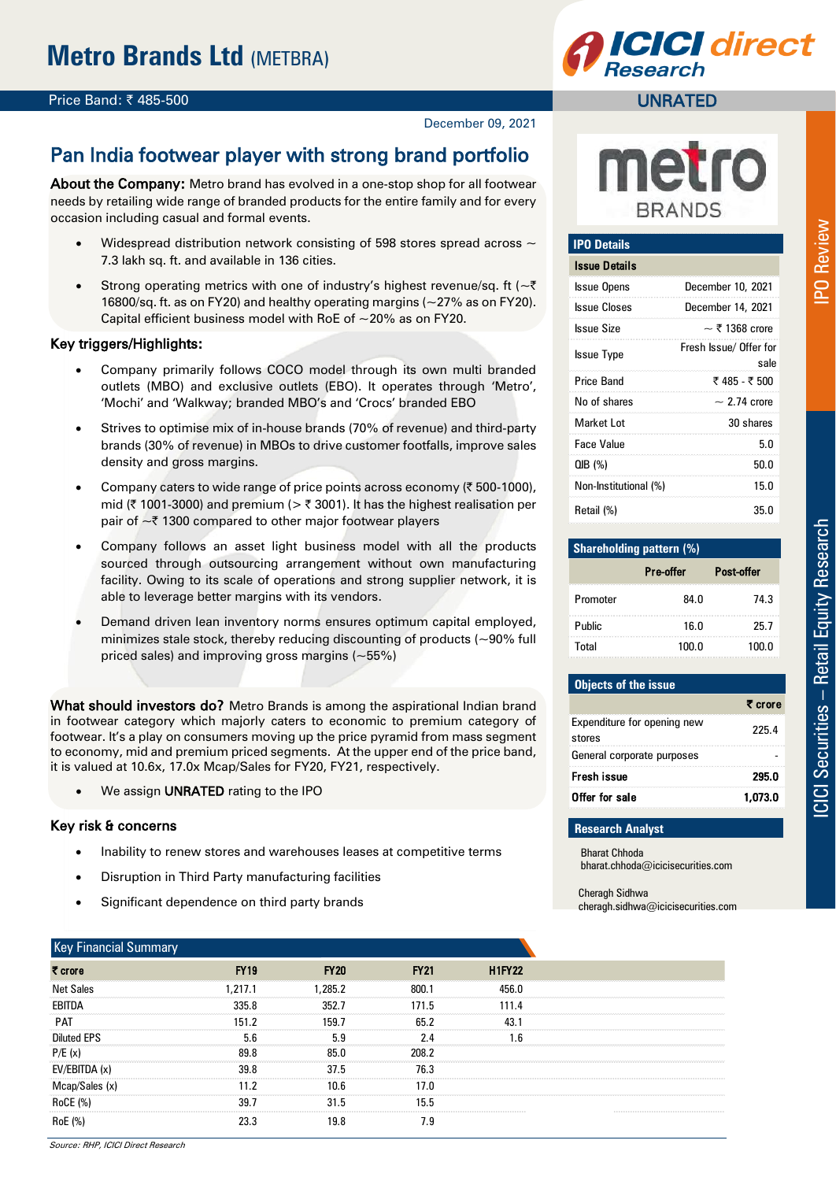# Metro Brands Ltd (METBRA)

Price Band: ₹ 485-500

UNRATED

December 09, 2021

## Pan India footwear player with strong brand portfolio

**About the Company:** Metro brand has evolved in a one-stop shop for all footwear needs by retailing wide range of branded products for the entire family and for every occasion including casual and formal events.

- Widespread distribution network consisting of 598 stores spread across ~ 7.3 lakh sq. ft. and available in 136 cities.
- Strong operating metrics with one of industry's highest revenue/sq. ft (~₹ 16800/sq. ft. as on FY20) and healthy operating margins (~27% as on FY20). Capital efficient business model with RoE of ~20% as on FY20.

**Key triggers/Highlights:**

- Company primarily follows COCO model through its own multi branded outlets (MBO) and exclusive outlets (EBO). It operates through 'Metro', 'Mochi' and 'Walkway; branded MBO's and 'Crocs' branded EBO
- Strives to optimise mix of in-house brands (70% of revenue) and third-party brands (30% of revenue) in MBOs to drive customer footfalls, improve sales density and gross margins.
- Company caters to wide range of price points across economy (₹ 500-1000), mid (₹ 1001-3000) and premium (> ₹ 3001). It has the highest realisation per pair of ~₹ 1300 compared to other major footwear players
- Company follows an asset light business model with all the products sourced through outsourcing arrangement without own manufacturing facility. Owing to its scale of operations and strong supplier network, it is able to leverage better margins with its vendors.
- Demand driven lean inventory norms ensures optimum capital employed, minimizes stale stock, thereby reducing discounting of products (~90% full priced sales) and improving gross margins (~55%)

**What should investors do?** Metro Brands is among the aspirational Indian brand in footwear category which majorly caters to economic to premium category of footwear. It's a play on consumers moving up the price pyramid from mass segment to economy, mid and premium priced segments. At the upper end of the price band, it is valued at 10.6x, 17.0x Mcap/Sales for FY20, FY21, respectively.

- We assign **UNRATED** rating to the IPO

**Key risk & concerns**

- Inability to renew stores and warehouses leases at competitive terms
- Disruption in Third Party manufacturing facilities
- Significant dependence on third party brands

### IPO Details

| Issue Details | |
|---|---|
| Issue Opens | December 10, 2021 |
| Issue Closes | December 14, 2021 |
| Issue Size | ~ ₹ 1368 crore |
| Issue Type | Fresh Issue/ Offer for sale |
| Price Band | ₹ 485 - ₹ 500 |
| No of shares | ~ 2.74 crore |
| Market Lot | 30 shares |
| Face Value | 5.0 |
| QIB (%) | 50.0 |
| Non-Institutional (%) | 15.0 |
| Retail (%) | 35.0 |

### Shareholding pattern (%)

| | Pre-offer | Post-offer |
|---|---|---|
| Promoter | 84.0 | 74.3 |
| Public | 16.0 | 25.7 |
| Total | 100.0 | 100.0 |

### Objects of the issue

| | ₹ crore |
|---|---|
| Expenditure for opening new stores | 225.4 |
| General corporate purposes | - |
| **Fresh issue** | **295.0** |
| **Offer for sale** | **1,073.0** |

### Research Analyst

Bharat Chhoda
bharat.chhoda@icicisecurities.com

Cheragh Sidhwa
cheragh.sidhwa@icicisecurities.com

### Key Financial Summary

| ₹ crore | FY19 | FY20 | FY21 | H1FY22 |
|---|---|---|---|---|
| Net Sales | 1,217.1 | 1,285.2 | 800.1 | 456.0 |
| EBITDA | 335.8 | 352.7 | 171.5 | 111.4 |
| PAT | 151.2 | 159.7 | 65.2 | 43.1 |
| Diluted EPS | 5.6 | 5.9 | 2.4 | 1.6 |
| P/E (x) | 89.8 | 85.0 | 208.2 | |
| EV/EBITDA (x) | 39.8 | 37.5 | 76.3 | |
| Mcap/Sales (x) | 11.2 | 10.6 | 17.0 | |
| RoCE (%) | 39.7 | 31.5 | 15.5 | |
| RoE (%) | 23.3 | 19.8 | 7.9 | |

*Source: RHP, ICICI Direct Research*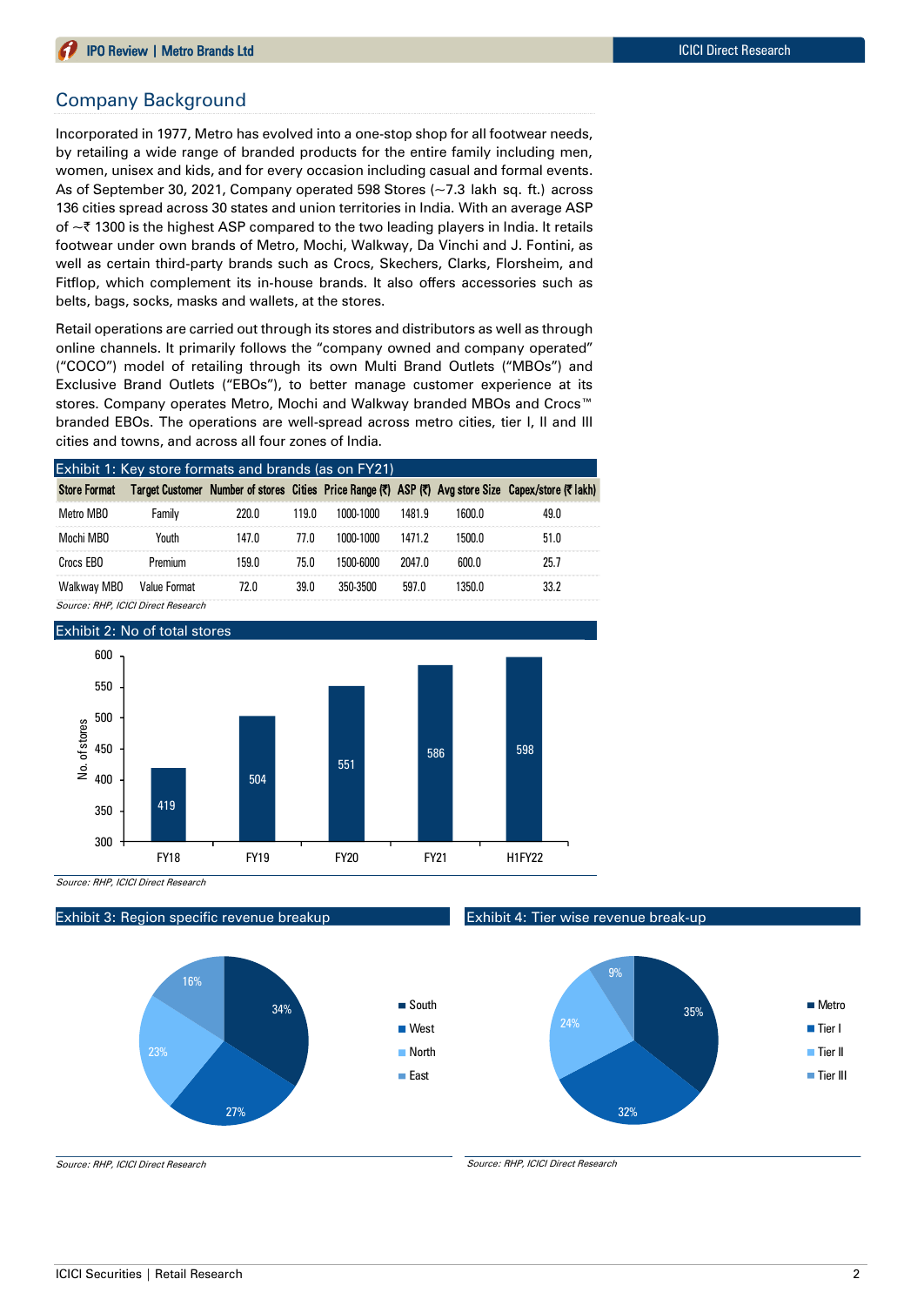## Company Background

Incorporated in 1977, Metro has evolved into a one-stop shop for all footwear needs, by retailing a wide range of branded products for the entire family including men, women, unisex and kids, and for every occasion including casual and formal events. As of September 30, 2021, Company operated 598 Stores (~7.3 lakh sq. ft.) across 136 cities spread across 30 states and union territories in India. With an average ASP of ~₹ 1300 is the highest ASP compared to the two leading players in India. It retails footwear under own brands of Metro, Mochi, Walkway, Da Vinchi and J. Fontini, as well as certain third-party brands such as Crocs, Skechers, Clarks, Florsheim, and Fitflop, which complement its in-house brands. It also offers accessories such as belts, bags, socks, masks and wallets, at the stores.

Retail operations are carried out through its stores and distributors as well as through online channels. It primarily follows the "company owned and company operated" ("COCO") model of retailing through its own Multi Brand Outlets ("MBOs") and Exclusive Brand Outlets ("EBOs"), to better manage customer experience at its stores. Company operates Metro, Mochi and Walkway branded MBOs and Crocs™ branded EBOs. The operations are well-spread across metro cities, tier I, II and III cities and towns, and across all four zones of India.

**Exhibit 1: Key store formats and brands (as on FY21)**

| Store Format | Target Customer | Number of stores | Cities | Price Range (₹) | ASP (₹) | Avg store Size | Capex/store (₹ lakh) |
|---|---|---|---|---|---|---|---|
| Metro MBO | Family | 220.0 | 119.0 | 1000-1000 | 1481.9 | 1600.0 | 49.0 |
| Mochi MBO | Youth | 147.0 | 77.0 | 1000-1000 | 1471.2 | 1500.0 | 51.0 |
| Crocs EBO | Premium | 159.0 | 75.0 | 1500-6000 | 2047.0 | 600.0 | 25.7 |
| Walkway MBO | Value Format | 72.0 | 39.0 | 350-3500 | 597.0 | 1350.0 | 33.2 |

*Source: RHP, ICICI Direct Research*

**Exhibit 2: No of total stores**

| Period | No. of stores |
|---|---|
| FY18 | 419 |
| FY19 | 504 |
| FY20 | 551 |
| FY21 | 586 |
| H1FY22 | 598 |

*Source: RHP, ICICI Direct Research*

**Exhibit 3: Region specific revenue breakup**

| Region | Share |
|---|---|
| South | 34% |
| West | 27% |
| North | 23% |
| East | 16% |

*Source: RHP, ICICI Direct Research*

**Exhibit 4: Tier wise revenue break-up**

| Tier | Share |
|---|---|
| Metro | 35% |
| Tier I | 32% |
| Tier II | 24% |
| Tier III | 9% |

*Source: RHP, ICICI Direct Research*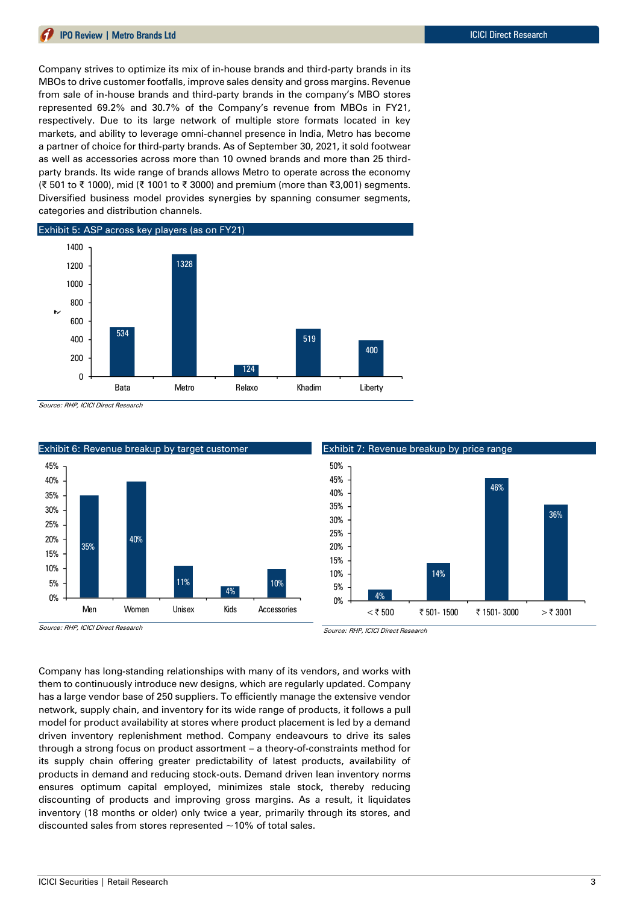Company strives to optimize its mix of in-house brands and third-party brands in its MBOs to drive customer footfalls, improve sales density and gross margins. Revenue from sale of in-house brands and third-party brands in the company's MBO stores represented 69.2% and 30.7% of the Company's revenue from MBOs in FY21, respectively. Due to its large network of multiple store formats located in key markets, and ability to leverage omni-channel presence in India, Metro has become a partner of choice for third-party brands. As of September 30, 2021, it sold footwear as well as accessories across more than 10 owned brands and more than 25 third-party brands. Its wide range of brands allows Metro to operate across the economy (₹ 501 to ₹ 1000), mid (₹ 1001 to ₹ 3000) and premium (more than ₹3,001) segments. Diversified business model provides synergies by spanning consumer segments, categories and distribution channels.

**Exhibit 5: ASP across key players (as on FY21)**

| Company | ASP (₹) |
|---|---|
| Bata | 534 |
| Metro | 1328 |
| Relaxo | 124 |
| Khadim | 519 |
| Liberty | 400 |

*Source: RHP, ICICI Direct Research*

**Exhibit 6: Revenue breakup by target customer**

| Target customer | Share |
|---|---|
| Men | 35% |
| Women | 40% |
| Unisex | 11% |
| Kids | 4% |
| Accessories | 10% |

*Source: RHP, ICICI Direct Research*

**Exhibit 7: Revenue breakup by price range**

| Price range | Share |
|---|---|
| < ₹ 500 | 4% |
| ₹ 501- 1500 | 14% |
| ₹ 1501- 3000 | 46% |
| > ₹ 3001 | 36% |

*Source: RHP, ICICI Direct Research*

Company has long-standing relationships with many of its vendors, and works with them to continuously introduce new designs, which are regularly updated. Company has a large vendor base of 250 suppliers. To efficiently manage the extensive vendor network, supply chain, and inventory for its wide range of products, it follows a pull model for product availability at stores where product placement is led by a demand driven inventory replenishment method. Company endeavours to drive its sales through a strong focus on product assortment – a theory-of-constraints method for its supply chain offering greater predictability of latest products, availability of products in demand and reducing stock-outs. Demand driven lean inventory norms ensures optimum capital employed, minimizes stale stock, thereby reducing discounting of products and improving gross margins. As a result, it liquidates inventory (18 months or older) only twice a year, primarily through its stores, and discounted sales from stores represented ~10% of total sales.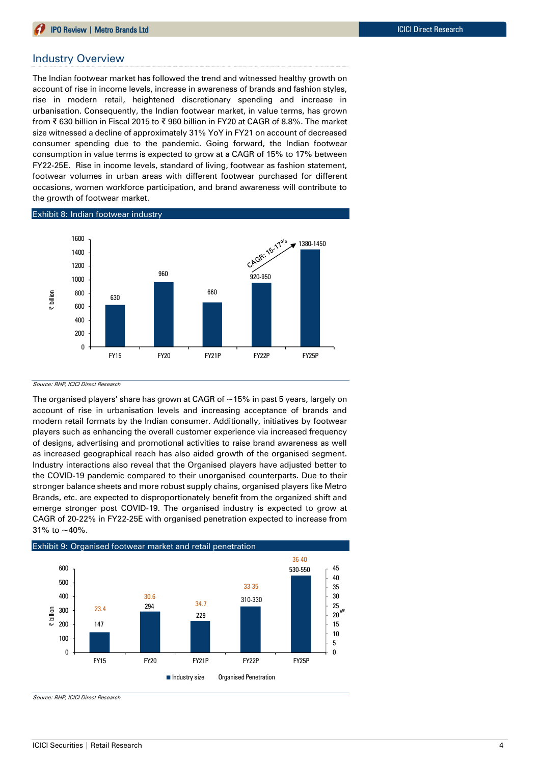## Industry Overview

The Indian footwear market has followed the trend and witnessed healthy growth on account of rise in income levels, increase in awareness of brands and fashion styles, rise in modern retail, heightened discretionary spending and increase in urbanisation. Consequently, the Indian footwear market, in value terms, has grown from ₹ 630 billion in Fiscal 2015 to ₹ 960 billion in FY20 at CAGR of 8.8%. The market size witnessed a decline of approximately 31% YoY in FY21 on account of decreased consumer spending due to the pandemic. Going forward, the Indian footwear consumption in value terms is expected to grow at a CAGR of 15% to 17% between FY22-25E. Rise in income levels, standard of living, footwear as fashion statement, footwear volumes in urban areas with different footwear purchased for different occasions, women workforce participation, and brand awareness will contribute to the growth of footwear market.

**Exhibit 8: Indian footwear industry**

| | FY15 | FY20 | FY21P | FY22P | FY25P |
|---|---|---|---|---|---|
| ₹ billion | 630 | 960 | 660 | 920-950 | 1380-1450 |

CAGR: 15-17% (FY22P–FY25P)

*Source: RHP, ICICI Direct Research*

The organised players' share has grown at CAGR of ~15% in past 5 years, largely on account of rise in urbanisation levels and increasing acceptance of brands and modern retail formats by the Indian consumer. Additionally, initiatives by footwear players such as enhancing the overall customer experience via increased frequency of designs, advertising and promotional activities to raise brand awareness as well as increased geographical reach has also aided growth of the organised segment. Industry interactions also reveal that the Organised players have adjusted better to the COVID-19 pandemic compared to their unorganised counterparts. Due to their stronger balance sheets and more robust supply chains, organised players like Metro Brands, etc. are expected to disproportionately benefit from the organized shift and emerge stronger post COVID-19. The organised industry is expected to grow at CAGR of 20-22% in FY22-25E with organised penetration expected to increase from 31% to ~40%.

**Exhibit 9: Organised footwear market and retail penetration**

| | FY15 | FY20 | FY21P | FY22P | FY25P |
|---|---|---|---|---|---|
| Industry size (₹ billion) | 147 | 294 | 229 | 310-330 | 530-550 |
| Organised Penetration (%) | 23.4 | 30.6 | 34.7 | 33-35 | 36-40 |

*Source: RHP, ICICI Direct Research*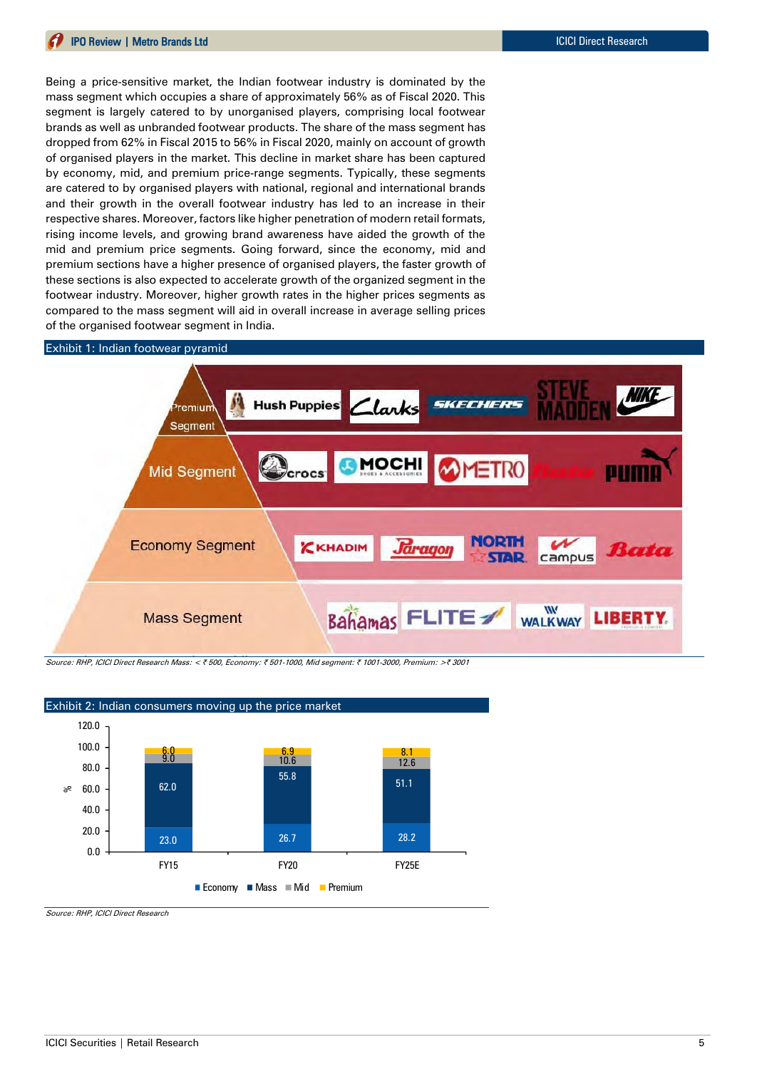Being a price-sensitive market, the Indian footwear industry is dominated by the mass segment which occupies a share of approximately 56% as of Fiscal 2020. This segment is largely catered to by unorganised players, comprising local footwear brands as well as unbranded footwear products. The share of the mass segment has dropped from 62% in Fiscal 2015 to 56% in Fiscal 2020, mainly on account of growth of organised players in the market. This decline in market share has been captured by economy, mid, and premium price-range segments. Typically, these segments are catered to by organised players with national, regional and international brands and their growth in the overall footwear industry has led to an increase in their respective shares. Moreover, factors like higher penetration of modern retail formats, rising income levels, and growing brand awareness have aided the growth of the mid and premium price segments. Going forward, since the economy, mid and premium sections have a higher presence of organised players, the faster growth of these sections is also expected to accelerate growth of the organized segment in the footwear industry. Moreover, higher growth rates in the higher prices segments as compared to the mass segment will aid in overall increase in average selling prices of the organised footwear segment in India.

**Exhibit 1: Indian footwear pyramid**

| Segment | Brands |
|---|---|
| Premium Segment | Hush Puppies, Clarks, Skechers, Steve Madden, Nike |
| Mid Segment | Crocs, Mochi, Metro, Fitflop, Puma |
| Economy Segment | Khadim, Paragon, North Star, Campus, Bata |
| Mass Segment | Bahamas, Flite, Walkway, Liberty |

*Source: RHP, ICICI Direct Research Mass: < ₹ 500, Economy: ₹ 501-1000, Mid segment: ₹ 1001-3000, Premium: >₹ 3001*

**Exhibit 2: Indian consumers moving up the price market**

| (%) | FY15 | FY20 | FY25E |
|---|---|---|---|
| Economy | 23.0 | 26.7 | 28.2 |
| Mass | 62.0 | 55.8 | 51.1 |
| Mid | 9.0 | 10.6 | 12.6 |
| Premium | 6.0 | 6.9 | 8.1 |

*Source: RHP, ICICI Direct Research*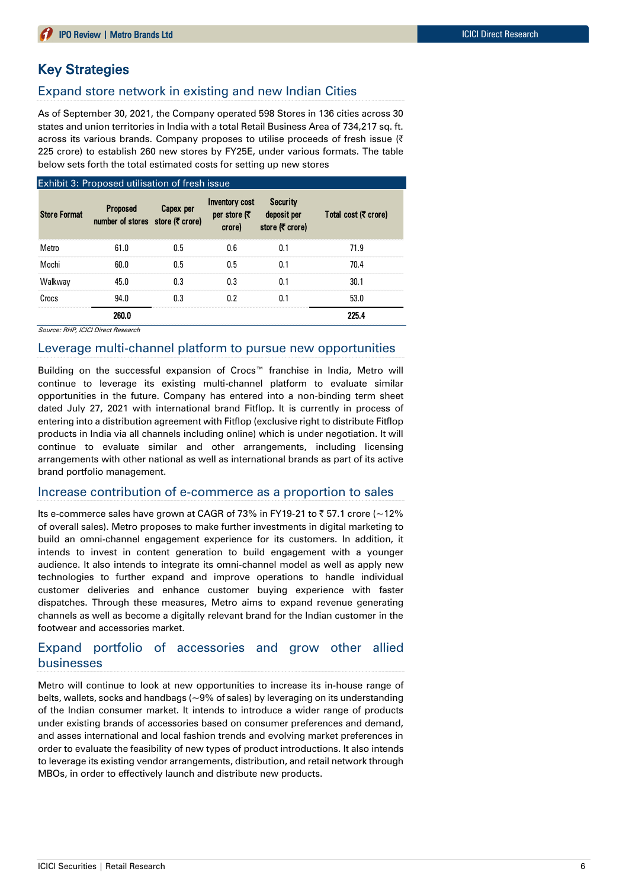# Key Strategies

## Expand store network in existing and new Indian Cities

As of September 30, 2021, the Company operated 598 Stores in 136 cities across 30 states and union territories in India with a total Retail Business Area of 734,217 sq. ft. across its various brands. Company proposes to utilise proceeds of fresh issue (₹ 225 crore) to establish 260 new stores by FY25E, under various formats. The table below sets forth the total estimated costs for setting up new stores

Exhibit 3: Proposed utilisation of fresh issue

| Store Format | Proposed number of stores | Capex per store (₹ crore) | Inventory cost per store (₹ crore) | Security deposit per store (₹ crore) | Total cost (₹ crore) |
|---|---|---|---|---|---|
| Metro | 61.0 | 0.5 | 0.6 | 0.1 | 71.9 |
| Mochi | 60.0 | 0.5 | 0.5 | 0.1 | 70.4 |
| Walkway | 45.0 | 0.3 | 0.3 | 0.1 | 30.1 |
| Crocs | 94.0 | 0.3 | 0.2 | 0.1 | 53.0 |
| | **260.0** | | | | **225.4** |

*Source: RHP, ICICI Direct Research*

## Leverage multi-channel platform to pursue new opportunities

Building on the successful expansion of Crocs™ franchise in India, Metro will continue to leverage its existing multi-channel platform to evaluate similar opportunities in the future. Company has entered into a non-binding term sheet dated July 27, 2021 with international brand Fitflop. It is currently in process of entering into a distribution agreement with Fitflop (exclusive right to distribute Fitflop products in India via all channels including online) which is under negotiation. It will continue to evaluate similar and other arrangements, including licensing arrangements with other national as well as international brands as part of its active brand portfolio management.

## Increase contribution of e-commerce as a proportion to sales

Its e-commerce sales have grown at CAGR of 73% in FY19-21 to ₹ 57.1 crore (~12% of overall sales). Metro proposes to make further investments in digital marketing to build an omni-channel engagement experience for its customers. In addition, it intends to invest in content generation to build engagement with a younger audience. It also intends to integrate its omni-channel model as well as apply new technologies to further expand and improve operations to handle individual customer deliveries and enhance customer buying experience with faster dispatches. Through these measures, Metro aims to expand revenue generating channels as well as become a digitally relevant brand for the Indian customer in the footwear and accessories market.

## Expand portfolio of accessories and grow other allied businesses

Metro will continue to look at new opportunities to increase its in-house range of belts, wallets, socks and handbags (~9% of sales) by leveraging on its understanding of the Indian consumer market. It intends to introduce a wider range of products under existing brands of accessories based on consumer preferences and demand, and asses international and local fashion trends and evolving market preferences in order to evaluate the feasibility of new types of product introductions. It also intends to leverage its existing vendor arrangements, distribution, and retail network through MBOs, in order to effectively launch and distribute new products.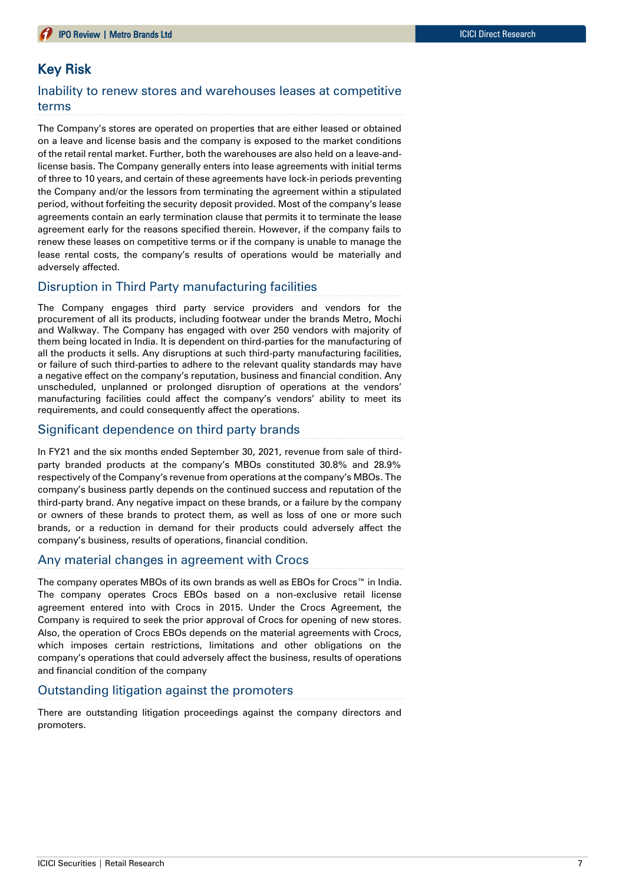## Key Risk

### Inability to renew stores and warehouses leases at competitive terms

The Company's stores are operated on properties that are either leased or obtained on a leave and license basis and the company is exposed to the market conditions of the retail rental market. Further, both the warehouses are also held on a leave-and-license basis. The Company generally enters into lease agreements with initial terms of three to 10 years, and certain of these agreements have lock-in periods preventing the Company and/or the lessors from terminating the agreement within a stipulated period, without forfeiting the security deposit provided. Most of the company's lease agreements contain an early termination clause that permits it to terminate the lease agreement early for the reasons specified therein. However, if the company fails to renew these leases on competitive terms or if the company is unable to manage the lease rental costs, the company's results of operations would be materially and adversely affected.

### Disruption in Third Party manufacturing facilities

The Company engages third party service providers and vendors for the procurement of all its products, including footwear under the brands Metro, Mochi and Walkway. The Company has engaged with over 250 vendors with majority of them being located in India. It is dependent on third-parties for the manufacturing of all the products it sells. Any disruptions at such third-party manufacturing facilities, or failure of such third-parties to adhere to the relevant quality standards may have a negative effect on the company's reputation, business and financial condition. Any unscheduled, unplanned or prolonged disruption of operations at the vendors' manufacturing facilities could affect the company's vendors' ability to meet its requirements, and could consequently affect the operations.

### Significant dependence on third party brands

In FY21 and the six months ended September 30, 2021, revenue from sale of third-party branded products at the company's MBOs constituted 30.8% and 28.9% respectively of the Company's revenue from operations at the company's MBOs. The company's business partly depends on the continued success and reputation of the third-party brand. Any negative impact on these brands, or a failure by the company or owners of these brands to protect them, as well as loss of one or more such brands, or a reduction in demand for their products could adversely affect the company's business, results of operations, financial condition.

### Any material changes in agreement with Crocs

The company operates MBOs of its own brands as well as EBOs for Crocs™ in India. The company operates Crocs EBOs based on a non-exclusive retail license agreement entered into with Crocs in 2015. Under the Crocs Agreement, the Company is required to seek the prior approval of Crocs for opening of new stores. Also, the operation of Crocs EBOs depends on the material agreements with Crocs, which imposes certain restrictions, limitations and other obligations on the company's operations that could adversely affect the business, results of operations and financial condition of the company

### Outstanding litigation against the promoters

There are outstanding litigation proceedings against the company directors and promoters.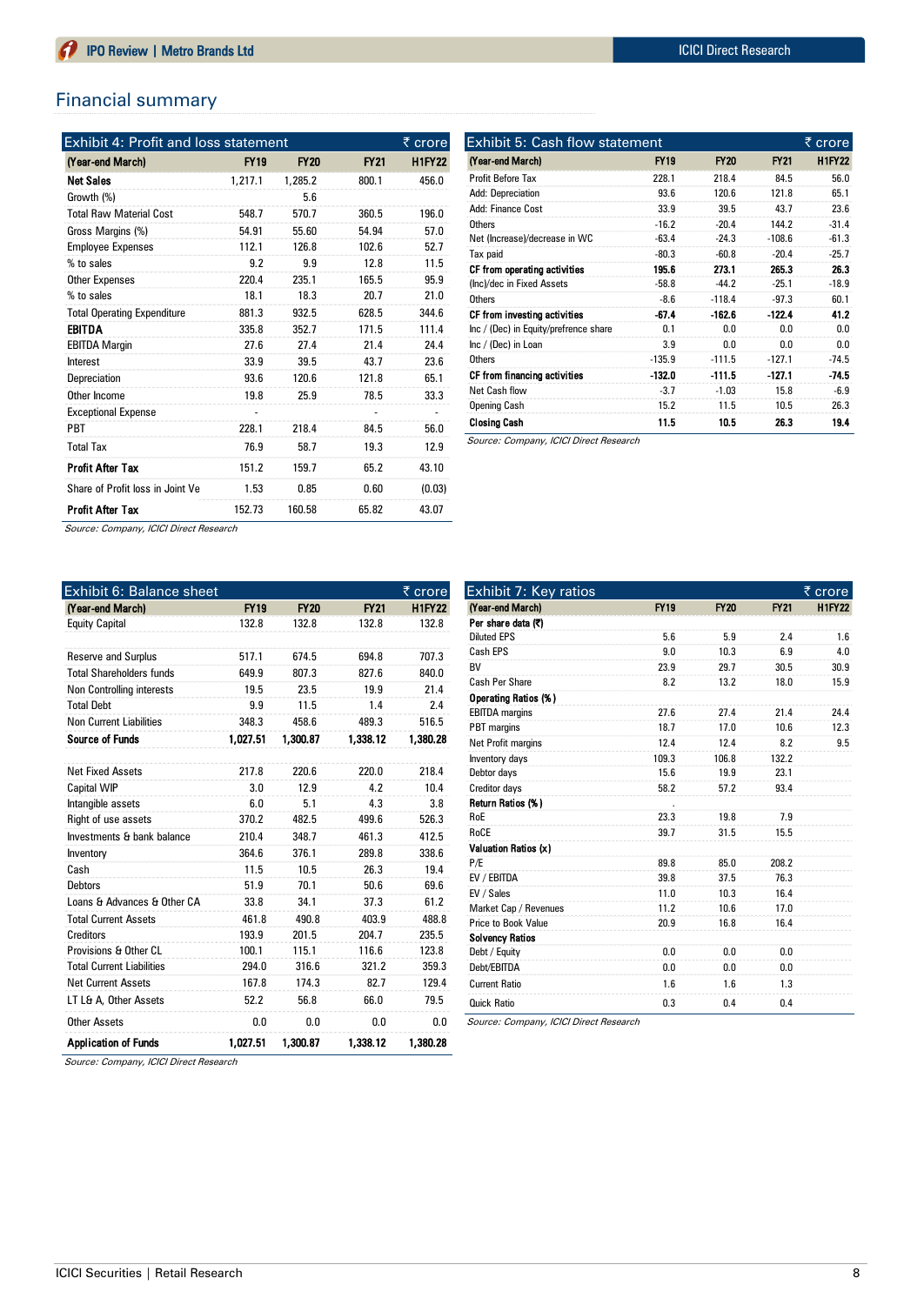## Financial summary

**Exhibit 4: Profit and loss statement** (₹ crore)

| (Year-end March) | FY19 | FY20 | FY21 | H1FY22 |
|---|---|---|---|---|
| **Net Sales** | 1,217.1 | 1,285.2 | 800.1 | 456.0 |
| Growth (%) | | 5.6 | | |
| Total Raw Material Cost | 548.7 | 570.7 | 360.5 | 196.0 |
| Gross Margins (%) | 54.91 | 55.60 | 54.94 | 57.0 |
| Employee Expenses | 112.1 | 126.8 | 102.6 | 52.7 |
| % to sales | 9.2 | 9.9 | 12.8 | 11.5 |
| Other Expenses | 220.4 | 235.1 | 165.5 | 95.9 |
| % to sales | 18.1 | 18.3 | 20.7 | 21.0 |
| Total Operating Expenditure | 881.3 | 932.5 | 628.5 | 344.6 |
| **EBITDA** | 335.8 | 352.7 | 171.5 | 111.4 |
| EBITDA Margin | 27.6 | 27.4 | 21.4 | 24.4 |
| Interest | 33.9 | 39.5 | 43.7 | 23.6 |
| Depreciation | 93.6 | 120.6 | 121.8 | 65.1 |
| Other Income | 19.8 | 25.9 | 78.5 | 33.3 |
| Exceptional Expense | - | | - | - |
| PBT | 228.1 | 218.4 | 84.5 | 56.0 |
| Total Tax | 76.9 | 58.7 | 19.3 | 12.9 |
| **Profit After Tax** | 151.2 | 159.7 | 65.2 | 43.10 |
| Share of Profit loss in Joint Ve | 1.53 | 0.85 | 0.60 | (0.03) |
| **Profit After Tax** | 152.73 | 160.58 | 65.82 | 43.07 |

*Source: Company, ICICI Direct Research*

**Exhibit 5: Cash flow statement** (₹ crore)

| (Year-end March) | FY19 | FY20 | FY21 | H1FY22 |
|---|---|---|---|---|
| Profit Before Tax | 228.1 | 218.4 | 84.5 | 56.0 |
| Add: Depreciation | 93.6 | 120.6 | 121.8 | 65.1 |
| Add: Finance Cost | 33.9 | 39.5 | 43.7 | 23.6 |
| Others | -16.2 | -20.4 | 144.2 | -31.4 |
| Net (Increase)/decrease in WC | -63.4 | -24.3 | -108.6 | -61.3 |
| Tax paid | -80.3 | -60.8 | -20.4 | -25.7 |
| **CF from operating activities** | **195.6** | **273.1** | **265.3** | **26.3** |
| (Inc)/dec in Fixed Assets | -58.8 | -44.2 | -25.1 | -18.9 |
| Others | -8.6 | -118.4 | -97.3 | 60.1 |
| **CF from investing activities** | **-67.4** | **-162.6** | **-122.4** | **41.2** |
| Inc / (Dec) in Equity/prefrence share | 0.1 | 0.0 | 0.0 | 0.0 |
| Inc / (Dec) in Loan | 3.9 | 0.0 | 0.0 | 0.0 |
| Others | -135.9 | -111.5 | -127.1 | -74.5 |
| **CF from financing activities** | **-132.0** | **-111.5** | **-127.1** | **-74.5** |
| Net Cash flow | -3.7 | -1.03 | 15.8 | -6.9 |
| Opening Cash | 15.2 | 11.5 | 10.5 | 26.3 |
| **Closing Cash** | **11.5** | **10.5** | **26.3** | **19.4** |

*Source: Company, ICICI Direct Research*

**Exhibit 6: Balance sheet** (₹ crore)

| (Year-end March) | FY19 | FY20 | FY21 | H1FY22 |
|---|---|---|---|---|
| Equity Capital | 132.8 | 132.8 | 132.8 | 132.8 |
| Reserve and Surplus | 517.1 | 674.5 | 694.8 | 707.3 |
| Total Shareholders funds | 649.9 | 807.3 | 827.6 | 840.0 |
| Non Controlling interests | 19.5 | 23.5 | 19.9 | 21.4 |
| Total Debt | 9.9 | 11.5 | 1.4 | 2.4 |
| Non Current Liabilities | 348.3 | 458.6 | 489.3 | 516.5 |
| **Source of Funds** | **1,027.51** | **1,300.87** | **1,338.12** | **1,380.28** |
| Net Fixed Assets | 217.8 | 220.6 | 220.0 | 218.4 |
| Capital WIP | 3.0 | 12.9 | 4.2 | 10.4 |
| Intangible assets | 6.0 | 5.1 | 4.3 | 3.8 |
| Right of use assets | 370.2 | 482.5 | 499.6 | 526.3 |
| Investments & bank balance | 210.4 | 348.7 | 461.3 | 412.5 |
| Inventory | 364.6 | 376.1 | 289.8 | 338.6 |
| Cash | 11.5 | 10.5 | 26.3 | 19.4 |
| Debtors | 51.9 | 70.1 | 50.6 | 69.6 |
| Loans & Advances & Other CA | 33.8 | 34.1 | 37.3 | 61.2 |
| Total Current Assets | 461.8 | 490.8 | 403.9 | 488.8 |
| Creditors | 193.9 | 201.5 | 204.7 | 235.5 |
| Provisions & Other CL | 100.1 | 115.1 | 116.6 | 123.8 |
| Total Current Liabilities | 294.0 | 316.6 | 321.2 | 359.3 |
| Net Current Assets | 167.8 | 174.3 | 82.7 | 129.4 |
| LT L& A, Other Assets | 52.2 | 56.8 | 66.0 | 79.5 |
| Other Assets | 0.0 | 0.0 | 0.0 | 0.0 |
| **Application of Funds** | **1,027.51** | **1,300.87** | **1,338.12** | **1,380.28** |

*Source: Company, ICICI Direct Research*

**Exhibit 7: Key ratios** (₹ crore)

| (Year-end March) | FY19 | FY20 | FY21 | H1FY22 |
|---|---|---|---|---|
| **Per share data (₹)** | | | | |
| Diluted EPS | 5.6 | 5.9 | 2.4 | 1.6 |
| Cash EPS | 9.0 | 10.3 | 6.9 | 4.0 |
| BV | 23.9 | 29.7 | 30.5 | 30.9 |
| Cash Per Share | 8.2 | 13.2 | 18.0 | 15.9 |
| **Operating Ratios (%)** | | | | |
| EBITDA margins | 27.6 | 27.4 | 21.4 | 24.4 |
| PBT margins | 18.7 | 17.0 | 10.6 | 12.3 |
| Net Profit margins | 12.4 | 12.4 | 8.2 | 9.5 |
| Inventory days | 109.3 | 106.8 | 132.2 | |
| Debtor days | 15.6 | 19.9 | 23.1 | |
| Creditor days | 58.2 | 57.2 | 93.4 | |
| **Return Ratios (%)** | | | | |
| RoE | 23.3 | 19.8 | 7.9 | |
| RoCE | 39.7 | 31.5 | 15.5 | |
| **Valuation Ratios (x)** | | | | |
| P/E | 89.8 | 85.0 | 208.2 | |
| EV / EBITDA | 39.8 | 37.5 | 76.3 | |
| EV / Sales | 11.0 | 10.3 | 16.4 | |
| Market Cap / Revenues | 11.2 | 10.6 | 17.0 | |
| Price to Book Value | 20.9 | 16.8 | 16.4 | |
| **Solvency Ratios** | | | | |
| Debt / Equity | 0.0 | 0.0 | 0.0 | |
| Debt/EBITDA | 0.0 | 0.0 | 0.0 | |
| Current Ratio | 1.6 | 1.6 | 1.3 | |
| Quick Ratio | 0.3 | 0.4 | 0.4 | |

*Source: Company, ICICI Direct Research*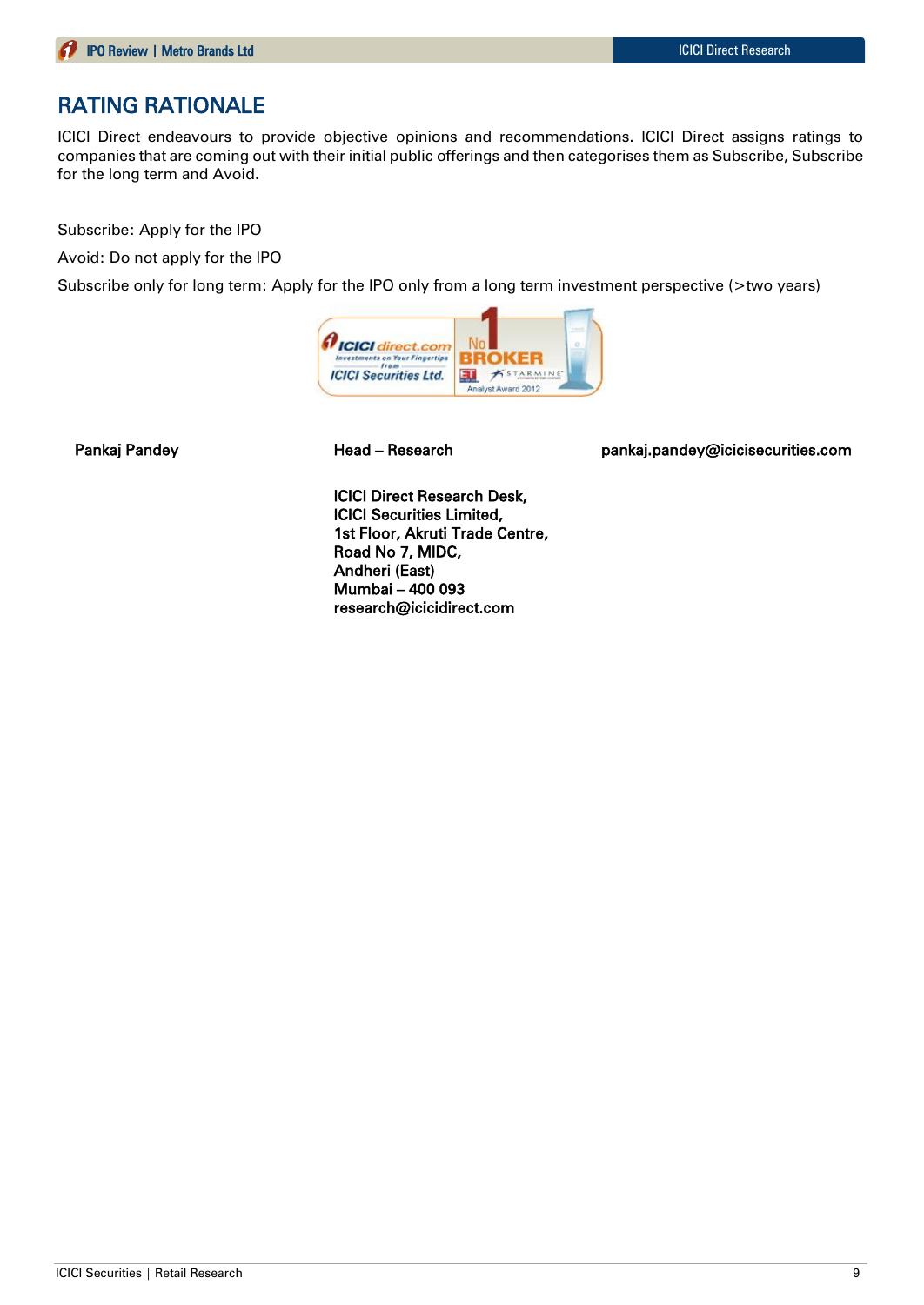## RATING RATIONALE

ICICI Direct endeavours to provide objective opinions and recommendations. ICICI Direct assigns ratings to companies that are coming out with their initial public offerings and then categorises them as Subscribe, Subscribe for the long term and Avoid.

Subscribe: Apply for the IPO

Avoid: Do not apply for the IPO

Subscribe only for long term: Apply for the IPO only from a long term investment perspective (>two years)

**Pankaj Pandey** **Head – Research** **pankaj.pandey@icicisecurities.com**

**ICICI Direct Research Desk,**
**ICICI Securities Limited,**
**1st Floor, Akruti Trade Centre,**
**Road No 7, MIDC,**
**Andheri (East)**
**Mumbai – 400 093**
**research@icicidirect.com**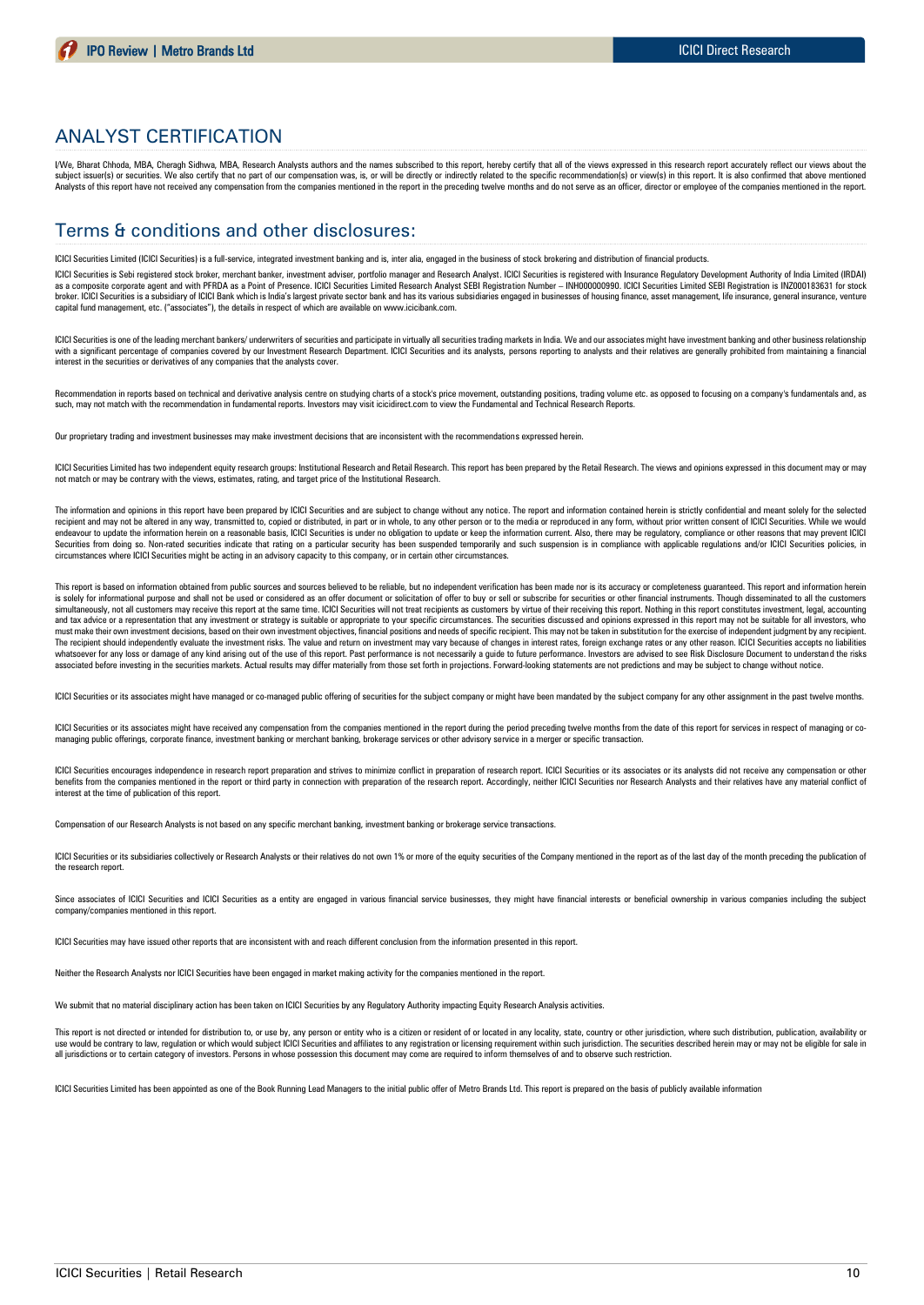## ANALYST CERTIFICATION

I/We, Bharat Chhoda, MBA, Cheragh Sidhwa, MBA, Research Analysts authors and the names subscribed to this report, hereby certify that all of the views expressed in this research report accurately reflect our views about the subject issuer(s) or securities. We also certify that no part of our compensation was, is, or will be directly or indirectly related to the specific recommendation(s) or view(s) in this report. It is also confirmed that above mentioned Analysts of this report have not received any compensation from the companies mentioned in the report in the preceding twelve months and do not serve as an officer, director or employee of the companies mentioned in the report.

## Terms & conditions and other disclosures:

ICICI Securities Limited (ICICI Securities) is a full-service, integrated investment banking and is, inter alia, engaged in the business of stock brokering and distribution of financial products.

ICICI Securities is Sebi registered stock broker, merchant banker, investment adviser, portfolio manager and Research Analyst. ICICI Securities is registered with Insurance Regulatory Development Authority of India Limited (IRDAI) as a composite corporate agent and with PFRDA as a Point of Presence. ICICI Securities Limited Research Analyst SEBI Registration Number – INH000000990. ICICI Securities Limited SEBI Registration is INZ000183631 for stock broker. ICICI Securities is a subsidiary of ICICI Bank which is India's largest private sector bank and has its various subsidiaries engaged in businesses of housing finance, asset management, life insurance, general insurance, venture capital fund management, etc. ("associates"), the details in respect of which are available on www.icicibank.com.

ICICI Securities is one of the leading merchant bankers/ underwriters of securities and participate in virtually all securities trading markets in India. We and our associates might have investment banking and other business relationship with a significant percentage of companies covered by our Investment Research Department. ICICI Securities and its analysts, persons reporting to analysts and their relatives are generally prohibited from maintaining a financial interest in the securities or derivatives of any companies that the analysts cover.

Recommendation in reports based on technical and derivative analysis centre on studying charts of a stock's price movement, outstanding positions, trading volume etc. as opposed to focusing on a company's fundamentals and, as such, may not match with the recommendation in fundamental reports. Investors may visit icicidirect.com to view the Fundamental and Technical Research Reports.

Our proprietary trading and investment businesses may make investment decisions that are inconsistent with the recommendations expressed herein.

ICICI Securities Limited has two independent equity research groups: Institutional Research and Retail Research. This report has been prepared by the Retail Research. The views and opinions expressed in this document may or may not match or may be contrary with the views, estimates, rating, and target price of the Institutional Research.

The information and opinions in this report have been prepared by ICICI Securities and are subject to change without any notice. The report and information contained herein is strictly confidential and meant solely for the selected recipient and may not be altered in any way, transmitted to, copied or distributed, in part or in whole, to any other person or to the media or reproduced in any form, without prior written consent of ICICI Securities. While we would endeavour to update the information herein on a reasonable basis, ICICI Securities is under no obligation to update or keep the information current. Also, there may be regulatory, compliance or other reasons that may prevent ICICI Securities from doing so. Non-rated securities indicate that rating on a particular security has been suspended temporarily and such suspension is in compliance with applicable regulations and/or ICICI Securities policies, in circumstances where ICICI Securities might be acting in an advisory capacity to this company, or in certain other circumstances.

This report is based on information obtained from public sources and sources believed to be reliable, but no independent verification has been made nor is its accuracy or completeness guaranteed. This report and information herein is solely for informational purpose and shall not be used or considered as an offer document or solicitation of offer to buy or sell or subscribe for securities or other financial instruments. Though disseminated to all the customers simultaneously, not all customers may receive this report at the same time. ICICI Securities will not treat recipients as customers by virtue of their receiving this report. Nothing in this report constitutes investment, legal, accounting and tax advice or a representation that any investment or strategy is suitable or appropriate to your specific circumstances. The securities discussed and opinions expressed in this report may not be suitable for all investors, who must make their own investment decisions, based on their own investment objectives, financial positions and needs of specific recipient. This may not be taken in substitution for the exercise of independent judgment by any recipient. The recipient should independently evaluate the investment risks. The value and return on investment may vary because of changes in interest rates, foreign exchange rates or any other reason. ICICI Securities accepts no liabilities whatsoever for any loss or damage of any kind arising out of the use of this report. Past performance is not necessarily a guide to future performance. Investors are advised to see Risk Disclosure Document to understand the risks associated before investing in the securities markets. Actual results may differ materially from those set forth in projections. Forward-looking statements are not predictions and may be subject to change without notice.

ICICI Securities or its associates might have managed or co-managed public offering of securities for the subject company or might have been mandated by the subject company for any other assignment in the past twelve months.

ICICI Securities or its associates might have received any compensation from the companies mentioned in the report during the period preceding twelve months from the date of this report for services in respect of managing or co-managing public offerings, corporate finance, investment banking or merchant banking, brokerage services or other advisory service in a merger or specific transaction.

ICICI Securities encourages independence in research report preparation and strives to minimize conflict in preparation of research report. ICICI Securities or its associates or its analysts did not receive any compensation or other benefits from the companies mentioned in the report or third party in connection with preparation of the research report. Accordingly, neither ICICI Securities nor Research Analysts and their relatives have any material conflict of interest at the time of publication of this report.

Compensation of our Research Analysts is not based on any specific merchant banking, investment banking or brokerage service transactions.

ICICI Securities or its subsidiaries collectively or Research Analysts or their relatives do not own 1% or more of the equity securities of the Company mentioned in the report as of the last day of the month preceding the publication of the research report.

Since associates of ICICI Securities and ICICI Securities as a entity are engaged in various financial service businesses, they might have financial interests or beneficial ownership in various companies including the subject company/companies mentioned in this report.

ICICI Securities may have issued other reports that are inconsistent with and reach different conclusion from the information presented in this report.

Neither the Research Analysts nor ICICI Securities have been engaged in market making activity for the companies mentioned in the report.

We submit that no material disciplinary action has been taken on ICICI Securities by any Regulatory Authority impacting Equity Research Analysis activities.

This report is not directed or intended for distribution to, or use by, any person or entity who is a citizen or resident of or located in any locality, state, country or other jurisdiction, where such distribution, publication, availability or use would be contrary to law, regulation or which would subject ICICI Securities and affiliates to any registration or licensing requirement within such jurisdiction. The securities described herein may or may not be eligible for sale in all jurisdictions or to certain category of investors. Persons in whose possession this document may come are required to inform themselves of and to observe such restriction.

ICICI Securities Limited has been appointed as one of the Book Running Lead Managers to the initial public offer of Metro Brands Ltd. This report is prepared on the basis of publicly available information